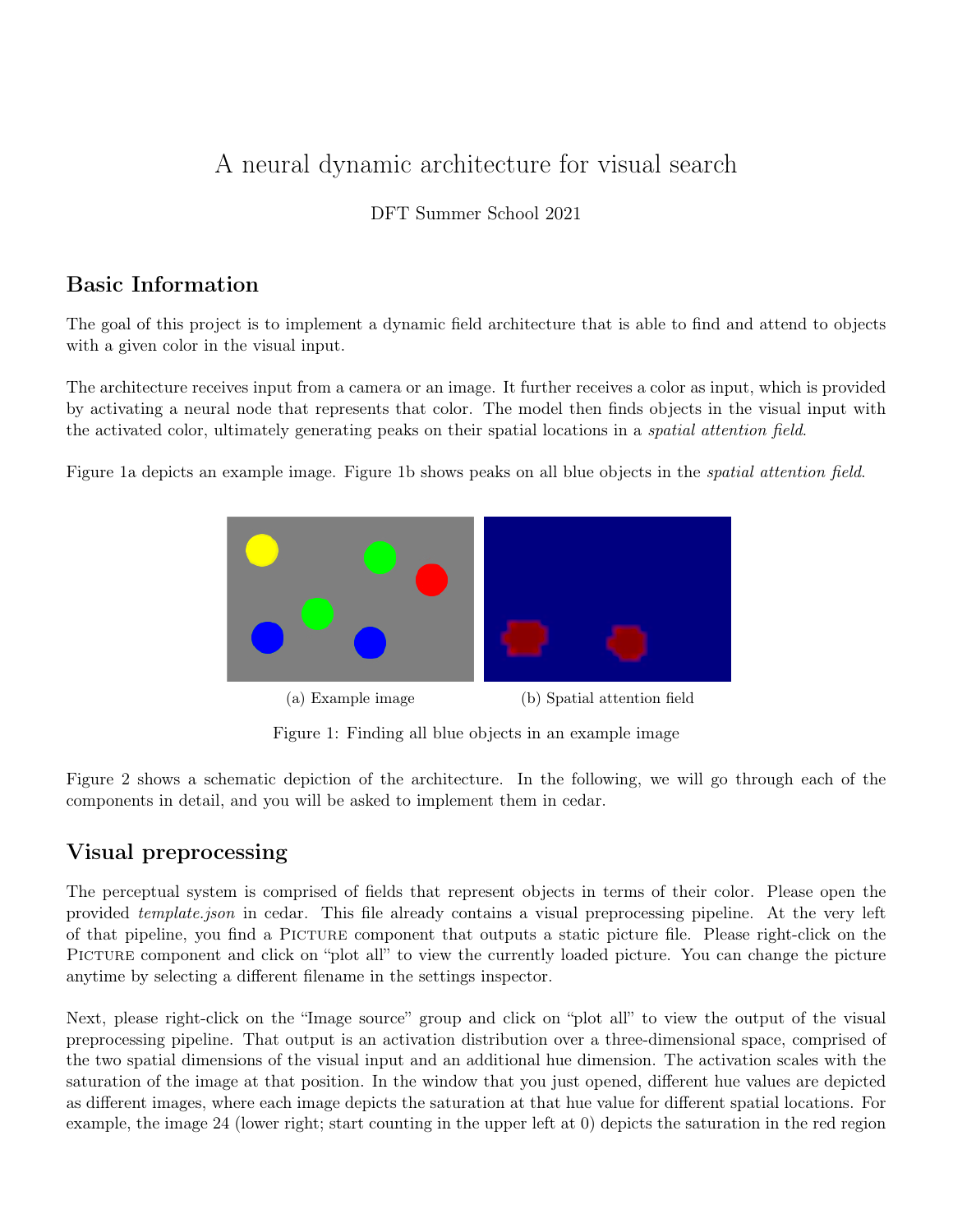# A neural dynamic architecture for visual search

DFT Summer School 2021

## Basic Information

The goal of this project is to implement a dynamic field architecture that is able to find and attend to objects with a given color in the visual input.

The architecture receives input from a camera or an image. It further receives a color as input, which is provided by activating a neural node that represents that color. The model then finds objects in the visual input with the activated color, ultimately generating peaks on their spatial locations in a *spatial attention field*.

Figure 1a depicts an example image. Figure 1b shows peaks on all blue objects in the *spatial attention field*.

(a) Example image

(b) Spatial attention field

Figure 1: Finding all blue objects in an example image

Figure 2 shows a schematic depiction of the architecture. In the following, we will go through each of the components in detail, and you will be asked to implement them in cedar.

## Visual preprocessing

The perceptual system is comprised of fields that represent objects in terms of their color. Please open the provided *template.json* in cedar. This file already contains a visual preprocessing pipeline. At the very left of that pipeline, you find a Picture component that outputs a static picture file. Please right-click on the Picture component and click on "plot all" to view the currently loaded picture. You can change the picture anytime by selecting a different filename in the settings inspector.

Next, please right-click on the "Image source" group and click on "plot all" to view the output of the visual preprocessing pipeline. That output is an activation distribution over a three-dimensional space, comprised of the two spatial dimensions of the visual input and an additional hue dimension. The activation scales with the saturation of the image at that position. In the window that you just opened, different hue values are depicted as different images, where each image depicts the saturation at that hue value for different spatial locations. For example, the image 24 (lower right; start counting in the upper left at 0) depicts the saturation in the red region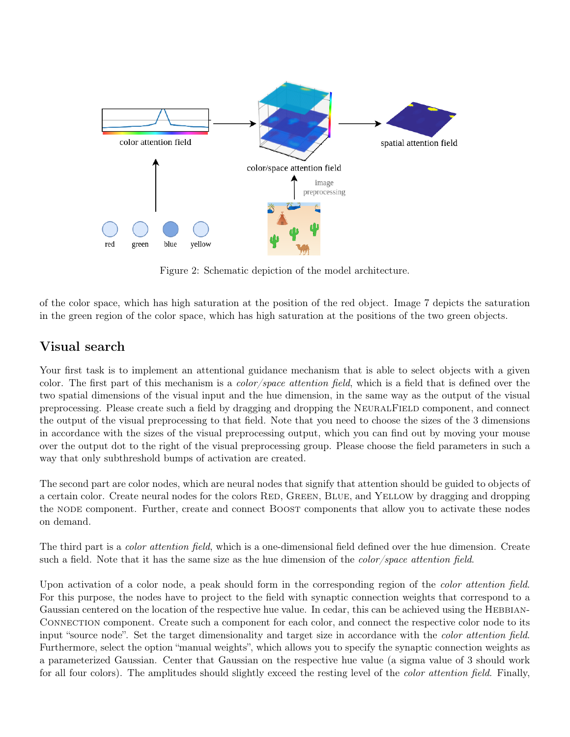Figure 2: Schematic depiction of the model architecture.

of the color space, which has high saturation at the position of the red object. Image 7 depicts the saturation in the green region of the color space, which has high saturation at the positions of the two green objects.

## Visual search

Your first task is to implement an attentional guidance mechanism that is able to select objects with a given color. The first part of this mechanism is a *color/space attention field*, which is a field that is defined over the two spatial dimensions of the visual input and the hue dimension, in the same way as the output of the visual preprocessing. Please create such a field by dragging and dropping the NeuralField component, and connect the output of the visual preprocessing to that field. Note that you need to choose the sizes of the 3 dimensions in accordance with the sizes of the visual preprocessing output, which you can find out by moving your mouse over the output dot to the right of the visual preprocessing group. Please choose the field parameters in such a way that only subthreshold bumps of activation are created.

The second part are color nodes, which are neural nodes that signify that attention should be guided to objects of a certain color. Create neural nodes for the colors Red, Green, Blue, and Yellow by dragging and dropping the node component. Further, create and connect Boost components that allow you to activate these nodes on demand.

The third part is a *color attention field*, which is a one-dimensional field defined over the hue dimension. Create such a field. Note that it has the same size as the hue dimension of the *color/space attention field*.

Upon activation of a color node, a peak should form in the corresponding region of the *color attention field*. For this purpose, the nodes have to project to the field with synaptic connection weights that correspond to a Gaussian centered on the location of the respective hue value. In cedar, this can be achieved using the Hebbian-Connection component. Create such a component for each color, and connect the respective color node to its input "source node". Set the target dimensionality and target size in accordance with the *color attention field*. Furthermore, select the option "manual weights", which allows you to specify the synaptic connection weights as a parameterized Gaussian. Center that Gaussian on the respective hue value (a sigma value of 3 should work for all four colors). The amplitudes should slightly exceed the resting level of the *color attention field*. Finally,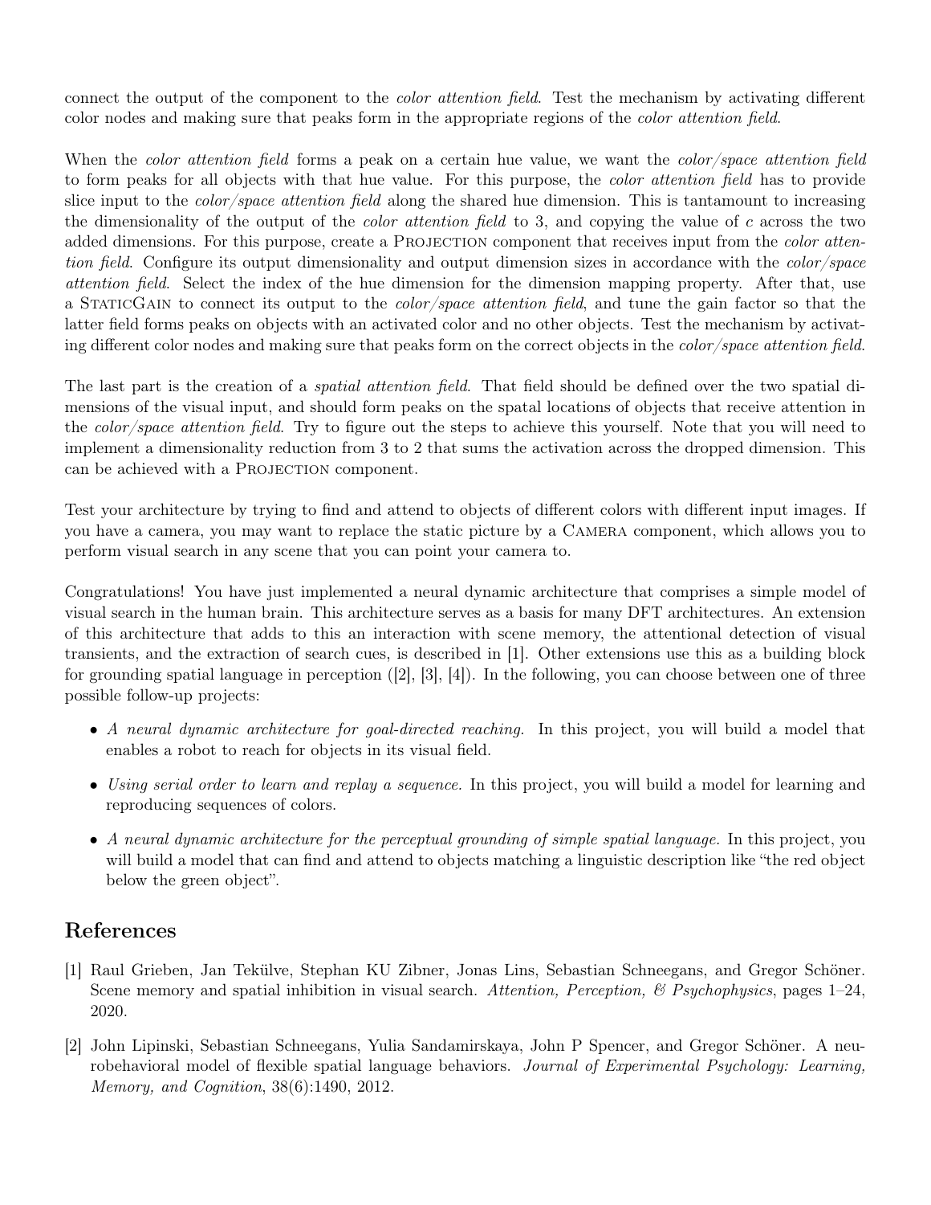connect the output of the component to the *color attention field*. Test the mechanism by activating different color nodes and making sure that peaks form in the appropriate regions of the *color attention field*.

When the *color attention field* forms a peak on a certain hue value, we want the *color/space attention field* to form peaks for all objects with that hue value. For this purpose, the *color attention field* has to provide slice input to the *color/space attention field* along the shared hue dimension. This is tantamount to increasing the dimensionality of the output of the *color attention field* to 3, and copying the value of $c$ across the two added dimensions. For this purpose, create a Projection component that receives input from the *color attention field*. Configure its output dimensionality and output dimension sizes in accordance with the *color/space attention field*. Select the index of the hue dimension for the dimension mapping property. After that, use a StaticGain to connect its output to the *color/space attention field*, and tune the gain factor so that the latter field forms peaks on objects with an activated color and no other objects. Test the mechanism by activating different color nodes and making sure that peaks form on the correct objects in the *color/space attention field*.

The last part is the creation of a *spatial attention field*. That field should be defined over the two spatial dimensions of the visual input, and should form peaks on the spatal locations of objects that receive attention in the *color/space attention field*. Try to figure out the steps to achieve this yourself. Note that you will need to implement a dimensionality reduction from 3 to 2 that sums the activation across the dropped dimension. This can be achieved with a Projection component.

Test your architecture by trying to find and attend to objects of different colors with different input images. If you have a camera, you may want to replace the static picture by a Camera component, which allows you to perform visual search in any scene that you can point your camera to.

Congratulations! You have just implemented a neural dynamic architecture that comprises a simple model of visual search in the human brain. This architecture serves as a basis for many DFT architectures. An extension of this architecture that adds to this an interaction with scene memory, the attentional detection of visual transients, and the extraction of search cues, is described in [1]. Other extensions use this as a building block for grounding spatial language in perception ([2], [3], [4]). In the following, you can choose between one of three possible follow-up projects:

- *A neural dynamic architecture for goal-directed reaching.* In this project, you will build a model that enables a robot to reach for objects in its visual field.
- *Using serial order to learn and replay a sequence.* In this project, you will build a model for learning and reproducing sequences of colors.
- *A neural dynamic architecture for the perceptual grounding of simple spatial language.* In this project, you will build a model that can find and attend to objects matching a linguistic description like "the red object below the green object".

## References

[1] Raul Grieben, Jan Tekülve, Stephan KU Zibner, Jonas Lins, Sebastian Schneegans, and Gregor Schöner. Scene memory and spatial inhibition in visual search. *Attention, Perception, & Psychophysics*, pages 1–24, 2020.

[2] John Lipinski, Sebastian Schneegans, Yulia Sandamirskaya, John P Spencer, and Gregor Schöner. A neurobehavioral model of flexible spatial language behaviors. *Journal of Experimental Psychology: Learning, Memory, and Cognition*, 38(6):1490, 2012.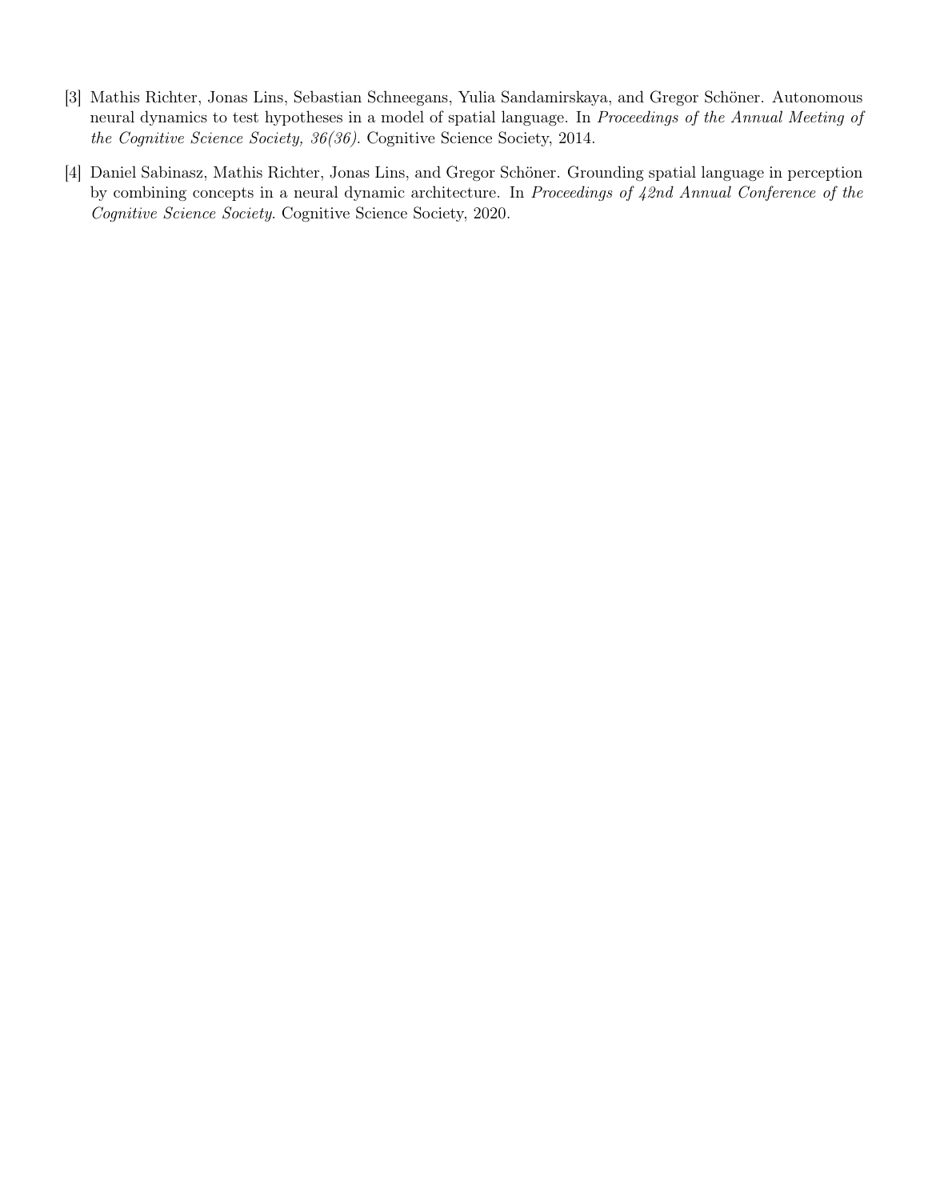[3] Mathis Richter, Jonas Lins, Sebastian Schneegans, Yulia Sandamirskaya, and Gregor Schöner. Autonomous neural dynamics to test hypotheses in a model of spatial language. In *Proceedings of the Annual Meeting of the Cognitive Science Society, 36(36)*. Cognitive Science Society, 2014.

[4] Daniel Sabinasz, Mathis Richter, Jonas Lins, and Gregor Schöner. Grounding spatial language in perception by combining concepts in a neural dynamic architecture. In *Proceedings of 42nd Annual Conference of the Cognitive Science Society*. Cognitive Science Society, 2020.